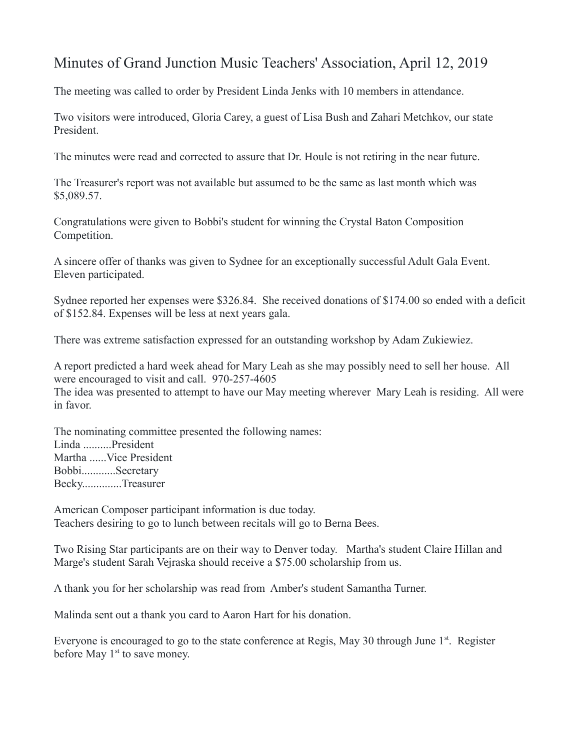# Minutes of Grand Junction Music Teachers' Association, April 12, 2019

The meeting was called to order by President Linda Jenks with 10 members in attendance.

Two visitors were introduced, Gloria Carey, a guest of Lisa Bush and Zahari Metchkov, our state President.

The minutes were read and corrected to assure that Dr. Houle is not retiring in the near future.

The Treasurer's report was not available but assumed to be the same as last month which was $5,089.57.

Congratulations were given to Bobbi's student for winning the Crystal Baton Composition Competition.

A sincere offer of thanks was given to Sydnee for an exceptionally successful Adult Gala Event. Eleven participated.

Sydnee reported her expenses were $326.84. She received donations of $174.00 so ended with a deficit of $152.84. Expenses will be less at next years gala.

There was extreme satisfaction expressed for an outstanding workshop by Adam Zukiewiez.

A report predicted a hard week ahead for Mary Leah as she may possibly need to sell her house. All were encouraged to visit and call. 970-257-4605
The idea was presented to attempt to have our May meeting wherever Mary Leah is residing. All were in favor.

The nominating committee presented the following names:
Linda ..........President
Martha ......Vice President
Bobbi............Secretary
Becky.............Treasurer

American Composer participant information is due today.
Teachers desiring to go to lunch between recitals will go to Berna Bees.

Two Rising Star participants are on their way to Denver today. Martha's student Claire Hillan and Marge's student Sarah Vejraska should receive a $75.00 scholarship from us.

A thank you for her scholarship was read from Amber's student Samantha Turner.

Malinda sent out a thank you card to Aaron Hart for his donation.

Everyone is encouraged to go to the state conference at Regis, May 30 through June 1st. Register before May 1st to save money.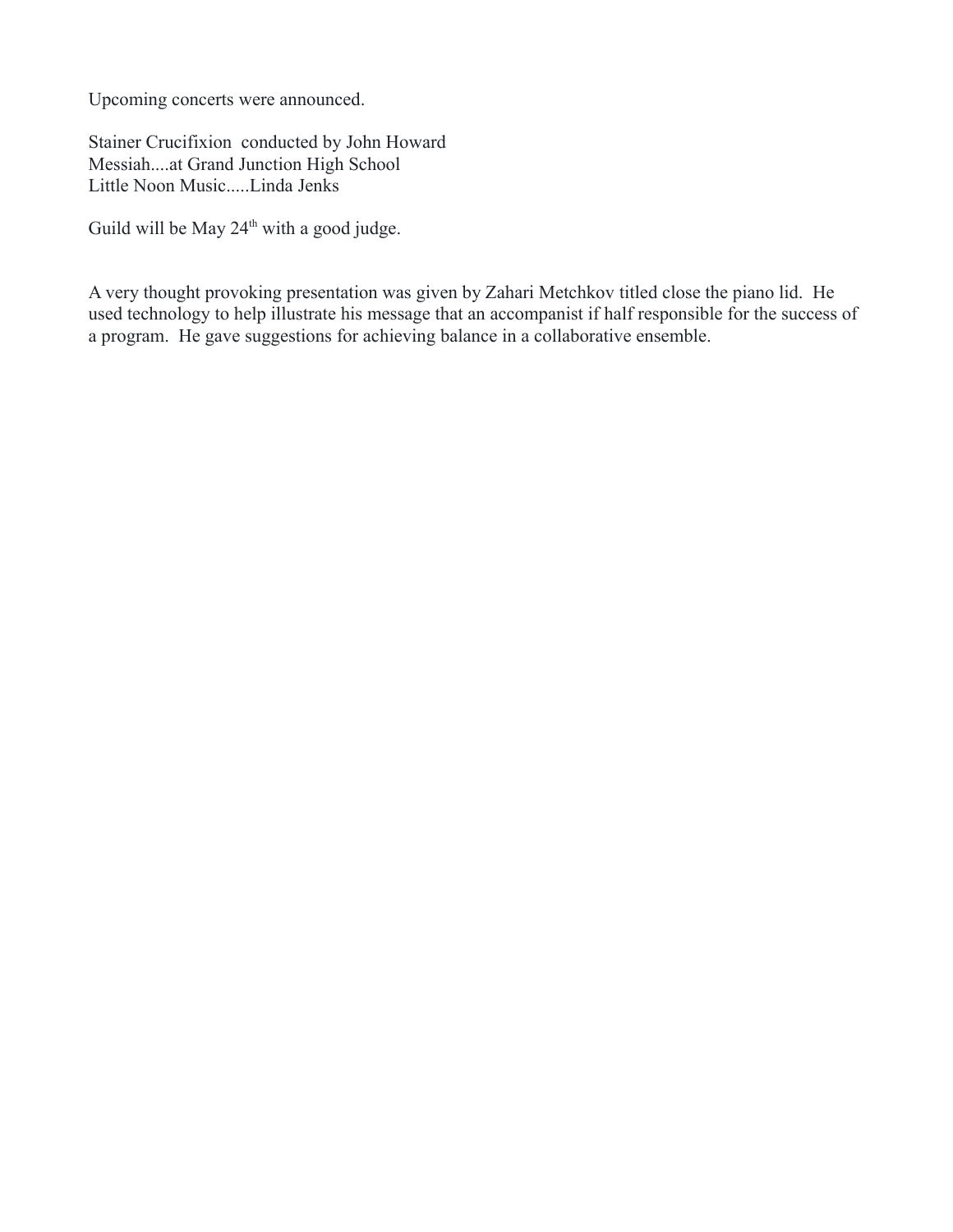Upcoming concerts were announced.

Stainer Crucifixion conducted by John Howard
Messiah....at Grand Junction High School
Little Noon Music.....Linda Jenks

Guild will be May 24th with a good judge.

A very thought provoking presentation was given by Zahari Metchkov titled close the piano lid. He used technology to help illustrate his message that an accompanist if half responsible for the success of a program. He gave suggestions for achieving balance in a collaborative ensemble.